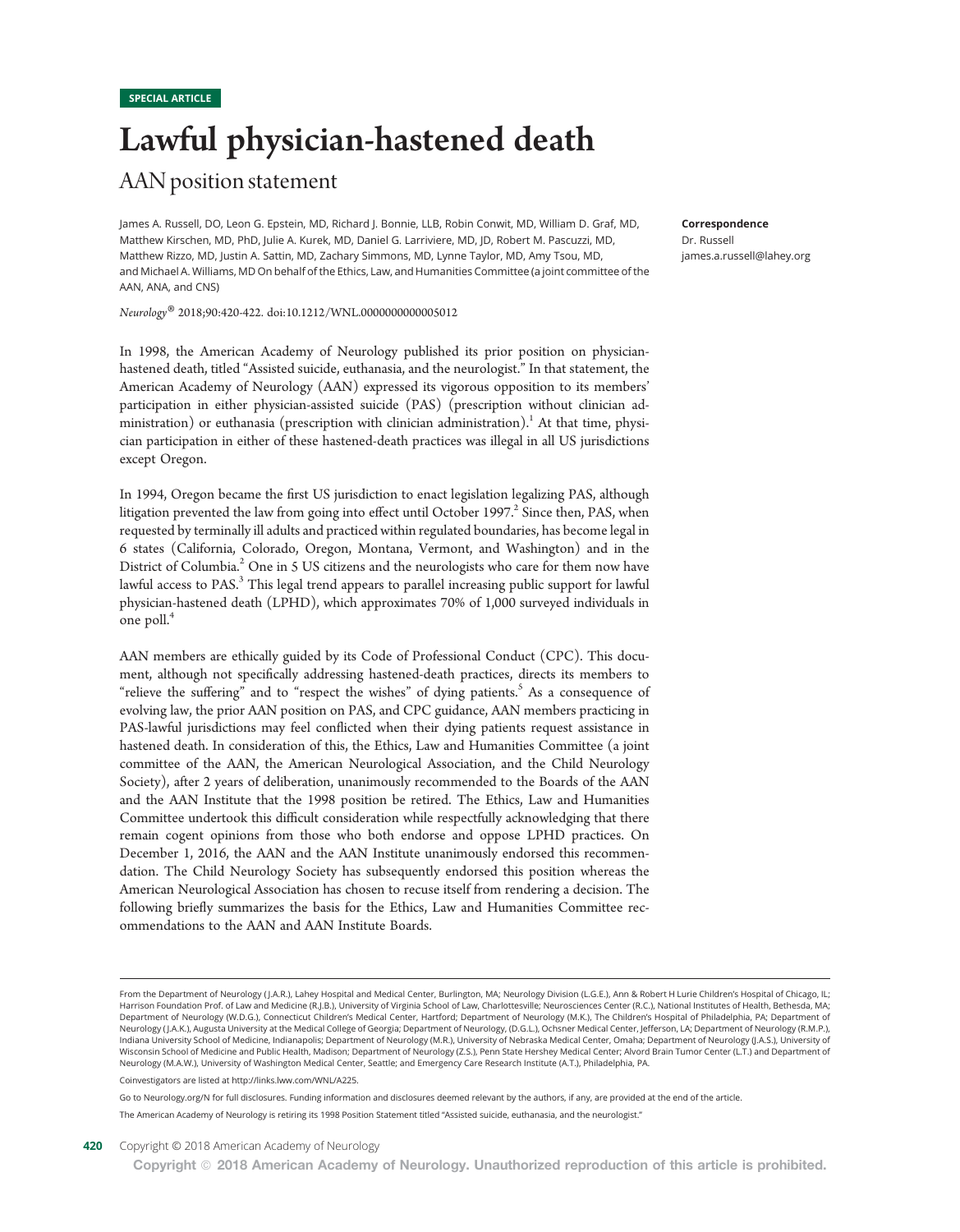SPECIAL ARTICLE

# Lawful physician-hastened death

## AAN position statement

James A. Russell, DO, Leon G. Epstein, MD, Richard J. Bonnie, LLB, Robin Conwit, MD, William D. Graf, MD, Matthew Kirschen, MD, PhD, Julie A. Kurek, MD, Daniel G. Larriviere, MD, JD, Robert M. Pascuzzi, MD, Matthew Rizzo, MD, Justin A. Sattin, MD, Zachary Simmons, MD, Lynne Taylor, MD, Amy Tsou, MD, and Michael A. Williams, MD On behalf of the Ethics, Law, and Humanities Committee (a joint committee of the AAN, ANA, and CNS)

*Neurology*® 2018;90:420-422. doi:10.1212/WNL.0000000000005012

**Correspondence**
Dr. Russell
james.a.russell@lahey.org

In 1998, the American Academy of Neurology published its prior position on physician-hastened death, titled "Assisted suicide, euthanasia, and the neurologist." In that statement, the American Academy of Neurology (AAN) expressed its vigorous opposition to its members' participation in either physician-assisted suicide (PAS) (prescription without clinician administration) or euthanasia (prescription with clinician administration).[1] At that time, physician participation in either of these hastened-death practices was illegal in all US jurisdictions except Oregon.

In 1994, Oregon became the first US jurisdiction to enact legislation legalizing PAS, although litigation prevented the law from going into effect until October 1997.[2] Since then, PAS, when requested by terminally ill adults and practiced within regulated boundaries, has become legal in 6 states (California, Colorado, Oregon, Montana, Vermont, and Washington) and in the District of Columbia.[2] One in 5 US citizens and the neurologists who care for them now have lawful access to PAS.[3] This legal trend appears to parallel increasing public support for lawful physician-hastened death (LPHD), which approximates 70% of 1,000 surveyed individuals in one poll.[4]

AAN members are ethically guided by its Code of Professional Conduct (CPC). This document, although not specifically addressing hastened-death practices, directs its members to "relieve the suffering" and to "respect the wishes" of dying patients.[5] As a consequence of evolving law, the prior AAN position on PAS, and CPC guidance, AAN members practicing in PAS-lawful jurisdictions may feel conflicted when their dying patients request assistance in hastened death. In consideration of this, the Ethics, Law and Humanities Committee (a joint committee of the AAN, the American Neurological Association, and the Child Neurology Society), after 2 years of deliberation, unanimously recommended to the Boards of the AAN and the AAN Institute that the 1998 position be retired. The Ethics, Law and Humanities Committee undertook this difficult consideration while respectfully acknowledging that there remain cogent opinions from those who both endorse and oppose LPHD practices. On December 1, 2016, the AAN and the AAN Institute unanimously endorsed this recommendation. The Child Neurology Society has subsequently endorsed this position whereas the American Neurological Association has chosen to recuse itself from rendering a decision. The following briefly summarizes the basis for the Ethics, Law and Humanities Committee recommendations to the AAN and AAN Institute Boards.

From the Department of Neurology (J.A.R.), Lahey Hospital and Medical Center, Burlington, MA; Neurology Division (L.G.E.), Ann & Robert H Lurie Children's Hospital of Chicago, IL; Harrison Foundation Prof. of Law and Medicine (R.J.B.), University of Virginia School of Law, Charlottesville; Neurosciences Center (R.C.), National Institutes of Health, Bethesda, MA; Department of Neurology (W.D.G.), Connecticut Children's Medical Center, Hartford; Department of Neurology (M.K.), The Children's Hospital of Philadelphia, PA; Department of Neurology (J.A.K.), Augusta University at the Medical College of Georgia; Department of Neurology, (D.G.L.), Ochsner Medical Center, Jefferson, LA; Department of Neurology (R.M.P.), Indiana University School of Medicine, Indianapolis; Department of Neurology (M.R.), University of Nebraska Medical Center, Omaha; Department of Neurology (J.A.S.), University of Wisconsin School of Medicine and Public Health, Madison; Department of Neurology (Z.S.), Penn State Hershey Medical Center; Alvord Brain Tumor Center (L.T.) and Department of Neurology (M.A.W.), University of Washington Medical Center, Seattle; and Emergency Care Research Institute (A.T.), Philadelphia, PA.

Coinvestigators are listed at http://links.lww.com/WNL/A225.

Go to Neurology.org/N for full disclosures. Funding information and disclosures deemed relevant by the authors, if any, are provided at the end of the article.

The American Academy of Neurology is retiring its 1998 Position Statement titled "Assisted suicide, euthanasia, and the neurologist."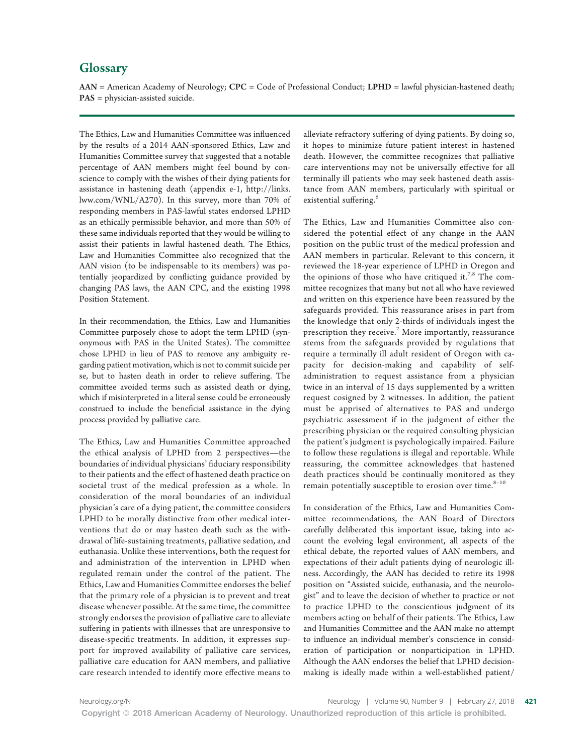## Glossary

**AAN** = American Academy of Neurology; **CPC** = Code of Professional Conduct; **LPHD** = lawful physician-hastened death; **PAS** = physician-assisted suicide.

The Ethics, Law and Humanities Committee was influenced by the results of a 2014 AAN-sponsored Ethics, Law and Humanities Committee survey that suggested that a notable percentage of AAN members might feel bound by conscience to comply with the wishes of their dying patients for assistance in hastening death (appendix e-1, http://links.lww.com/WNL/A270). In this survey, more than 70% of responding members in PAS-lawful states endorsed LPHD as an ethically permissible behavior, and more than 50% of these same individuals reported that they would be willing to assist their patients in lawful hastened death. The Ethics, Law and Humanities Committee also recognized that the AAN vision (to be indispensable to its members) was potentially jeopardized by conflicting guidance provided by changing PAS laws, the AAN CPC, and the existing 1998 Position Statement.

In their recommendation, the Ethics, Law and Humanities Committee purposely chose to adopt the term LPHD (synonymous with PAS in the United States). The committee chose LPHD in lieu of PAS to remove any ambiguity regarding patient motivation, which is not to commit suicide per se, but to hasten death in order to relieve suffering. The committee avoided terms such as assisted death or dying, which if misinterpreted in a literal sense could be erroneously construed to include the beneficial assistance in the dying process provided by palliative care.

The Ethics, Law and Humanities Committee approached the ethical analysis of LPHD from 2 perspectives—the boundaries of individual physicians' fiduciary responsibility to their patients and the effect of hastened death practice on societal trust of the medical profession as a whole. In consideration of the moral boundaries of an individual physician's care of a dying patient, the committee considers LPHD to be morally distinctive from other medical interventions that do or may hasten death such as the withdrawal of life-sustaining treatments, palliative sedation, and euthanasia. Unlike these interventions, both the request for and administration of the intervention in LPHD when regulated remain under the control of the patient. The Ethics, Law and Humanities Committee endorses the belief that the primary role of a physician is to prevent and treat disease whenever possible. At the same time, the committee strongly endorses the provision of palliative care to alleviate suffering in patients with illnesses that are unresponsive to disease-specific treatments. In addition, it expresses support for improved availability of palliative care services, palliative care education for AAN members, and palliative care research intended to identify more effective means to alleviate refractory suffering of dying patients. By doing so, it hopes to minimize future patient interest in hastened death. However, the committee recognizes that palliative care interventions may not be universally effective for all terminally ill patients who may seek hastened death assistance from AAN members, particularly with spiritual or existential suffering.[6]

The Ethics, Law and Humanities Committee also considered the potential effect of any change in the AAN position on the public trust of the medical profession and AAN members in particular. Relevant to this concern, it reviewed the 18-year experience of LPHD in Oregon and the opinions of those who have critiqued it.[7,8] The committee recognizes that many but not all who have reviewed and written on this experience have been reassured by the safeguards provided. This reassurance arises in part from the knowledge that only 2-thirds of individuals ingest the prescription they receive.[2] More importantly, reassurance stems from the safeguards provided by regulations that require a terminally ill adult resident of Oregon with capacity for decision-making and capability of self-administration to request assistance from a physician twice in an interval of 15 days supplemented by a written request cosigned by 2 witnesses. In addition, the patient must be apprised of alternatives to PAS and undergo psychiatric assessment if in the judgment of either the prescribing physician or the required consulting physician the patient's judgment is psychologically impaired. Failure to follow these regulations is illegal and reportable. While reassuring, the committee acknowledges that hastened death practices should be continually monitored as they remain potentially susceptible to erosion over time.[8–10]

In consideration of the Ethics, Law and Humanities Committee recommendations, the AAN Board of Directors carefully deliberated this important issue, taking into account the evolving legal environment, all aspects of the ethical debate, the reported values of AAN members, and expectations of their adult patients dying of neurologic illness. Accordingly, the AAN has decided to retire its 1998 position on "Assisted suicide, euthanasia, and the neurologist" and to leave the decision of whether to practice or not to practice LPHD to the conscientious judgment of its members acting on behalf of their patients. The Ethics, Law and Humanities Committee and the AAN make no attempt to influence an individual member's conscience in consideration of participation or nonparticipation in LPHD. Although the AAN endorses the belief that LPHD decision-making is ideally made within a well-established patient/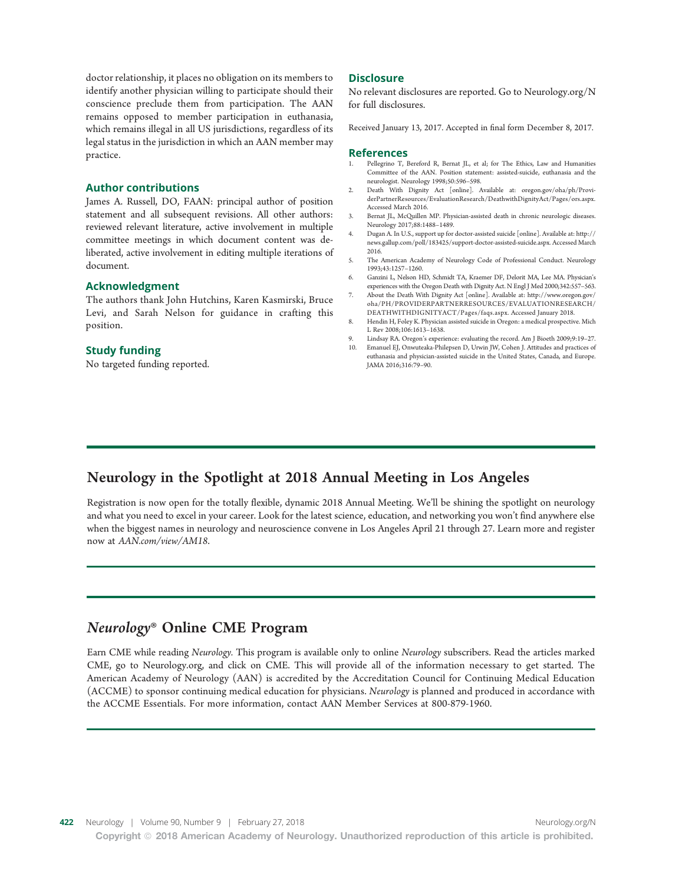doctor relationship, it places no obligation on its members to identify another physician willing to participate should their conscience preclude them from participation. The AAN remains opposed to member participation in euthanasia, which remains illegal in all US jurisdictions, regardless of its legal status in the jurisdiction in which an AAN member may practice.

## Author contributions

James A. Russell, DO, FAAN: principal author of position statement and all subsequent revisions. All other authors: reviewed relevant literature, active involvement in multiple committee meetings in which document content was deliberated, active involvement in editing multiple iterations of document.

## Acknowledgment

The authors thank John Hutchins, Karen Kasmirski, Bruce Levi, and Sarah Nelson for guidance in crafting this position.

## Study funding

No targeted funding reported.

## Disclosure

No relevant disclosures are reported. Go to Neurology.org/N for full disclosures.

Received January 13, 2017. Accepted in final form December 8, 2017.

## References

1. Pellegrino T, Bereford R, Bernat JL, et al; for The Ethics, Law and Humanities Committee of the AAN. Position statement: assisted-suicide, euthanasia and the neurologist. Neurology 1998;50:596–598.
2. Death With Dignity Act [online]. Available at: oregon.gov/oha/ph/ProviderPartnerResources/EvaluationResearch/DeathwithDignityAct/Pages/ors.aspx. Accessed March 2016.
3. Bernat JL, McQuillen MP. Physician-assisted death in chronic neurologic diseases. Neurology 2017;88:1488–1489.
4. Dugan A. In U.S., support up for doctor-assisted suicide [online]. Available at: http://news.gallup.com/poll/183425/support-doctor-assisted-suicide.aspx. Accessed March 2016.
5. The American Academy of Neurology Code of Professional Conduct. Neurology 1993;43:1257–1260.
6. Ganzini L, Nelson HD, Schmidt TA, Kraemer DF, Delorit MA, Lee MA. Physician's experiences with the Oregon Death with Dignity Act. N Engl J Med 2000;342:557–563.
7. About the Death With Dignity Act [online]. Available at: http://www.oregon.gov/oha/PH/PROVIDERPARTNERRESOURCES/EVALUATIONRESEARCH/DEATHWITHDIGNITYACT/Pages/faqs.aspx. Accessed January 2018.
8. Hendin H, Foley K. Physician assisted suicide in Oregon: a medical prospective. Mich L Rev 2008;106:1613–1638.
9. Lindsay RA. Oregon's experience: evaluating the record. Am J Bioeth 2009;9:19–27.
10. Emanuel EJ, Onwuteaka-Philepsen D, Urwin JW, Cohen J. Attitudes and practices of euthanasia and physician-assisted suicide in the United States, Canada, and Europe. JAMA 2016;316:79–90.

## Neurology in the Spotlight at 2018 Annual Meeting in Los Angeles

Registration is now open for the totally flexible, dynamic 2018 Annual Meeting. We'll be shining the spotlight on neurology and what you need to excel in your career. Look for the latest science, education, and networking you won't find anywhere else when the biggest names in neurology and neuroscience convene in Los Angeles April 21 through 27. Learn more and register now at *AAN.com/view/AM18*.

## *Neurology*® Online CME Program

Earn CME while reading *Neurology.* This program is available only to online *Neurology* subscribers. Read the articles marked CME, go to Neurology.org, and click on CME. This will provide all of the information necessary to get started. The American Academy of Neurology (AAN) is accredited by the Accreditation Council for Continuing Medical Education (ACCME) to sponsor continuing medical education for physicians. *Neurology* is planned and produced in accordance with the ACCME Essentials. For more information, contact AAN Member Services at 800-879-1960.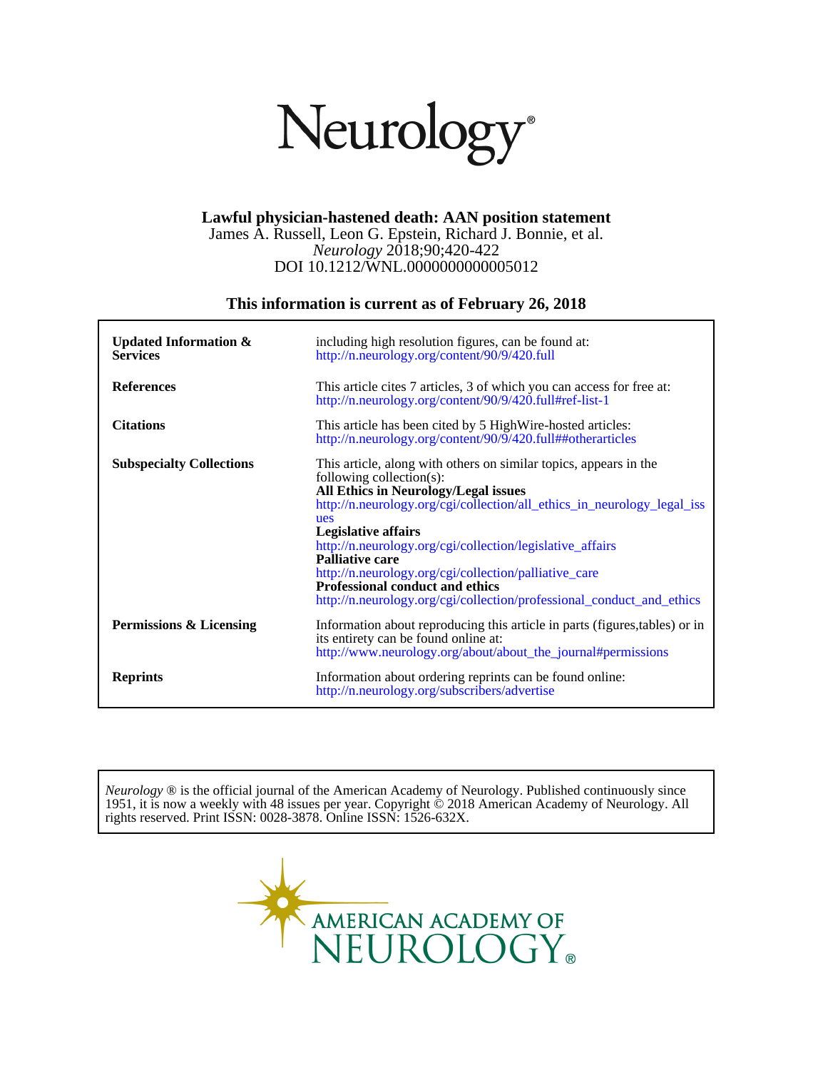# Neurology®

**Lawful physician-hastened death: AAN position statement**
James A. Russell, Leon G. Epstein, Richard J. Bonnie, et al.
*Neurology* 2018;90;420-422
DOI 10.1212/WNL.0000000000005012

**This information is current as of February 26, 2018**

| | |
|---|---|
| **Updated Information & Services** | including high resolution figures, can be found at: http://n.neurology.org/content/90/9/420.full |
| **References** | This article cites 7 articles, 3 of which you can access for free at: http://n.neurology.org/content/90/9/420.full#ref-list-1 |
| **Citations** | This article has been cited by 5 HighWire-hosted articles: http://n.neurology.org/content/90/9/420.full##otherarticles |
| **Subspecialty Collections** | This article, along with others on similar topics, appears in the following collection(s): **All Ethics in Neurology/Legal issues** http://n.neurology.org/cgi/collection/all_ethics_in_neurology_legal_issues **Legislative affairs** http://n.neurology.org/cgi/collection/legislative_affairs **Palliative care** http://n.neurology.org/cgi/collection/palliative_care **Professional conduct and ethics** http://n.neurology.org/cgi/collection/professional_conduct_and_ethics |
| **Permissions & Licensing** | Information about reproducing this article in parts (figures,tables) or in its entirety can be found online at: http://www.neurology.org/about/about_the_journal#permissions |
| **Reprints** | Information about ordering reprints can be found online: http://n.neurology.org/subscribers/advertise |

*Neurology* ® is the official journal of the American Academy of Neurology. Published continuously since 1951, it is now a weekly with 48 issues per year. Copyright © 2018 American Academy of Neurology. All rights reserved. Print ISSN: 0028-3878. Online ISSN: 1526-632X.

AMERICAN ACADEMY OF NEUROLOGY®